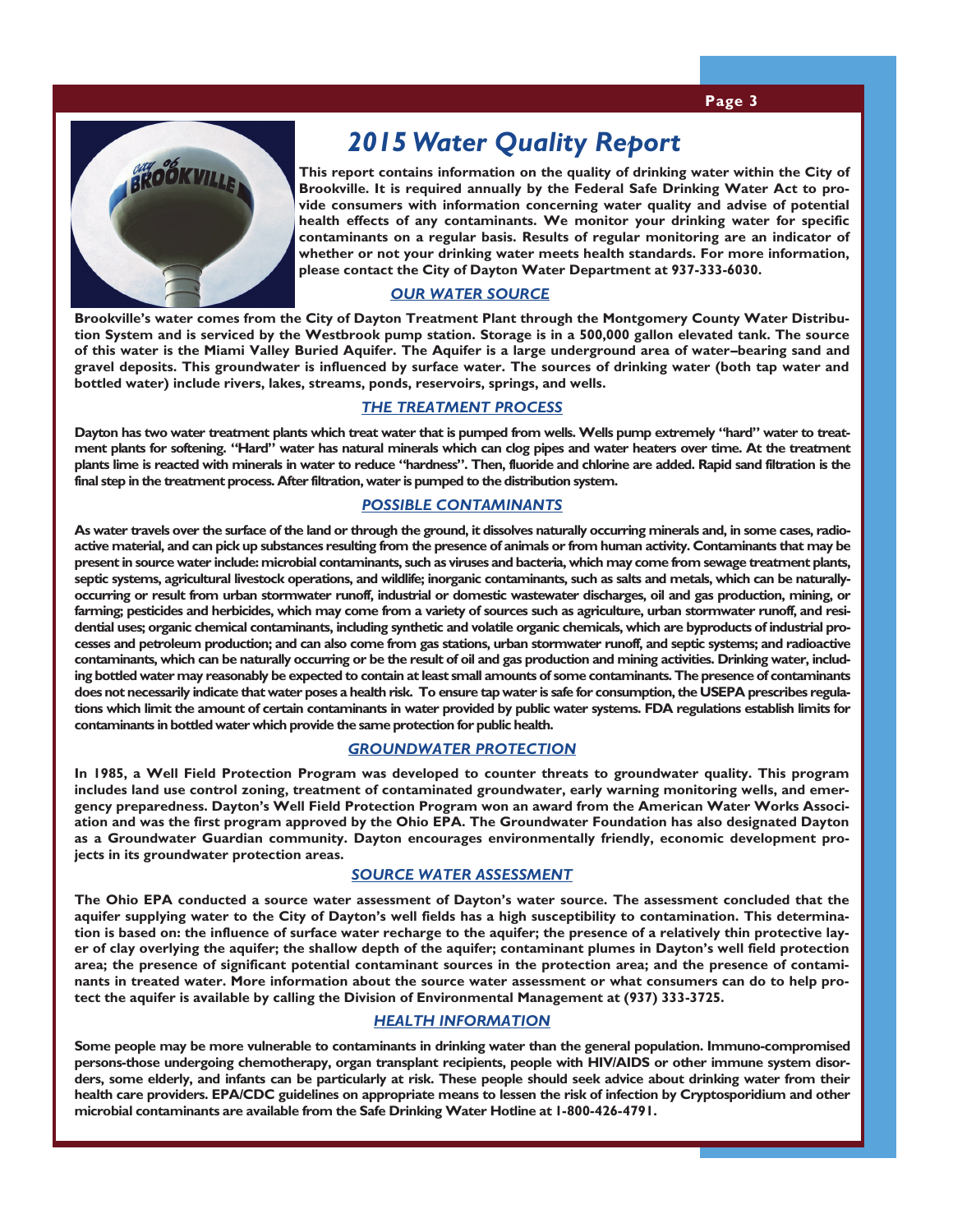# 2015 Water Quality Report

**This report contains information on the quality of drinking water within the City of Brookville. It is required annually by the Federal Safe Drinking Water Act to provide consumers with information concerning water quality and advise of potential health effects of any contaminants. We monitor your drinking water for specific contaminants on a regular basis. Results of regular monitoring are an indicator of whether or not your drinking water meets health standards. For more information, please contact the City of Dayton Water Department at 937-333-6030.**

## OUR WATER SOURCE

**Brookville's water comes from the City of Dayton Treatment Plant through the Montgomery County Water Distribution System and is serviced by the Westbrook pump station. Storage is in a 500,000 gallon elevated tank. The source of this water is the Miami Valley Buried Aquifer. The Aquifer is a large underground area of water–bearing sand and gravel deposits. This groundwater is influenced by surface water. The sources of drinking water (both tap water and bottled water) include rivers, lakes, streams, ponds, reservoirs, springs, and wells.**

## THE TREATMENT PROCESS

**Dayton has two water treatment plants which treat water that is pumped from wells. Wells pump extremely "hard" water to treatment plants for softening. "Hard" water has natural minerals which can clog pipes and water heaters over time. At the treatment plants lime is reacted with minerals in water to reduce "hardness". Then, fluoride and chlorine are added. Rapid sand filtration is the final step in the treatment process. After filtration, water is pumped to the distribution system.**

## POSSIBLE CONTAMINANTS

**As water travels over the surface of the land or through the ground, it dissolves naturally occurring minerals and, in some cases, radioactive material, and can pick up substances resulting from the presence of animals or from human activity. Contaminants that may be present in source water include: microbial contaminants, such as viruses and bacteria, which may come from sewage treatment plants, septic systems, agricultural livestock operations, and wildlife; inorganic contaminants, such as salts and metals, which can be naturally-occurring or result from urban stormwater runoff, industrial or domestic wastewater discharges, oil and gas production, mining, or farming; pesticides and herbicides, which may come from a variety of sources such as agriculture, urban stormwater runoff, and residential uses; organic chemical contaminants, including synthetic and volatile organic chemicals, which are byproducts of industrial processes and petroleum production; and can also come from gas stations, urban stormwater runoff, and septic systems; and radioactive contaminants, which can be naturally occurring or be the result of oil and gas production and mining activities. Drinking water, including bottled water may reasonably be expected to contain at least small amounts of some contaminants. The presence of contaminants does not necessarily indicate that water poses a health risk. To ensure tap water is safe for consumption, the USEPA prescribes regulations which limit the amount of certain contaminants in water provided by public water systems. FDA regulations establish limits for contaminants in bottled water which provide the same protection for public health.**

## GROUNDWATER PROTECTION

**In 1985, a Well Field Protection Program was developed to counter threats to groundwater quality. This program includes land use control zoning, treatment of contaminated groundwater, early warning monitoring wells, and emergency preparedness. Dayton's Well Field Protection Program won an award from the American Water Works Association and was the first program approved by the Ohio EPA. The Groundwater Foundation has also designated Dayton as a Groundwater Guardian community. Dayton encourages environmentally friendly, economic development projects in its groundwater protection areas.**

## SOURCE WATER ASSESSMENT

**The Ohio EPA conducted a source water assessment of Dayton's water source. The assessment concluded that the aquifer supplying water to the City of Dayton's well fields has a high susceptibility to contamination. This determination is based on: the influence of surface water recharge to the aquifer; the presence of a relatively thin protective layer of clay overlying the aquifer; the shallow depth of the aquifer; contaminant plumes in Dayton's well field protection area; the presence of significant potential contaminant sources in the protection area; and the presence of contaminants in treated water. More information about the source water assessment or what consumers can do to help protect the aquifer is available by calling the Division of Environmental Management at (937) 333-3725.**

## HEALTH INFORMATION

**Some people may be more vulnerable to contaminants in drinking water than the general population. Immuno-compromised persons-those undergoing chemotherapy, organ transplant recipients, people with HIV/AIDS or other immune system disorders, some elderly, and infants can be particularly at risk. These people should seek advice about drinking water from their health care providers. EPA/CDC guidelines on appropriate means to lessen the risk of infection by Cryptosporidium and other microbial contaminants are available from the Safe Drinking Water Hotline at 1-800-426-4791.**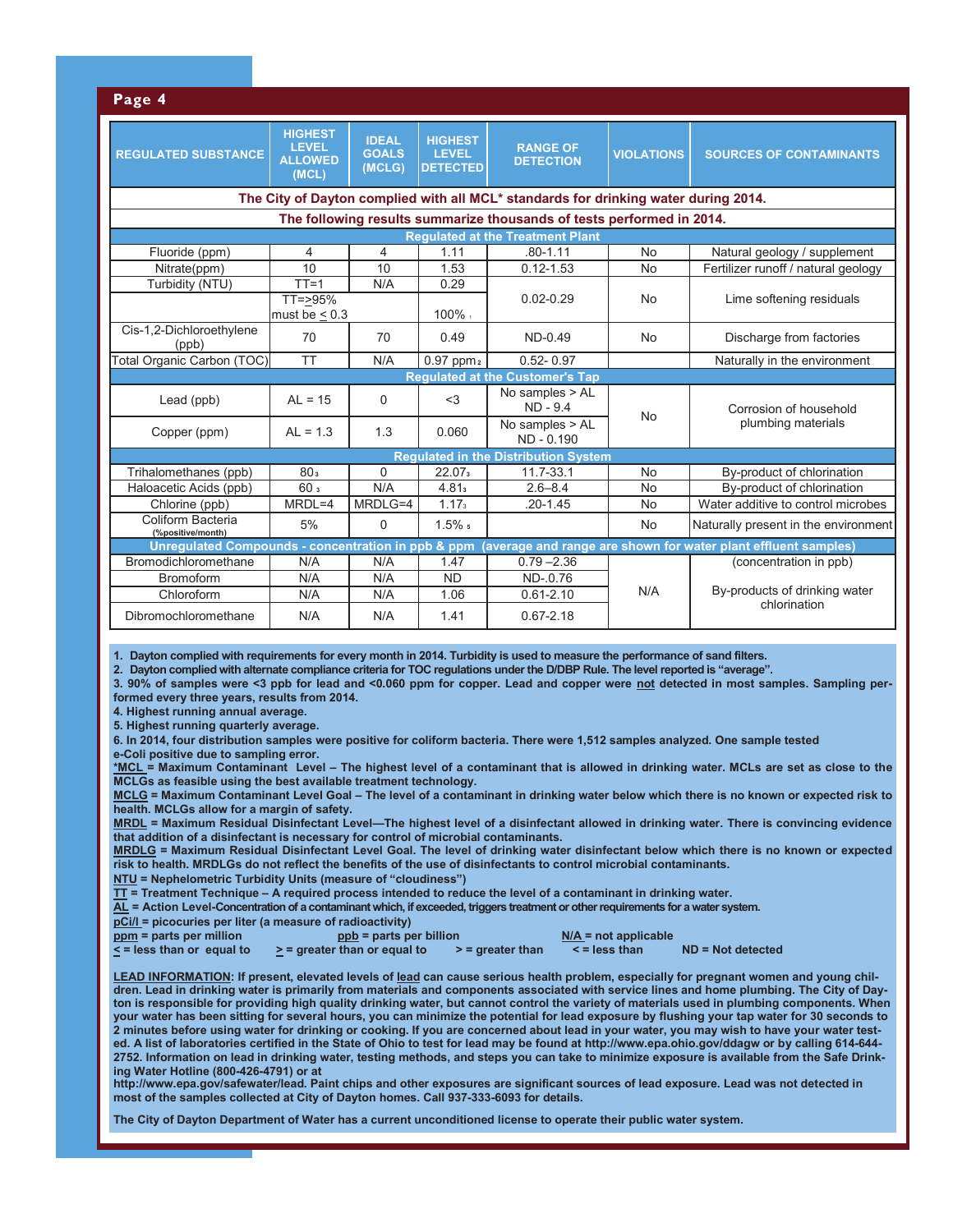| REGULATED SUBSTANCE | HIGHEST LEVEL ALLOWED (MCL) | IDEAL GOALS (MCLG) | HIGHEST LEVEL DETECTED | RANGE OF DETECTION | VIOLATIONS | SOURCES OF CONTAMINANTS |
|---|---|---|---|---|---|---|
| **The City of Dayton complied with all MCL* standards for drinking water during 2014.** | | | | | | |
| **The following results summarize thousands of tests performed in 2014.** | | | | | | |
| **Regulated at the Treatment Plant** | | | | | | |
| Fluoride (ppm) | 4 | 4 | 1.11 | .80-1.11 | No | Natural geology / supplement |
| Nitrate(ppm) | 10 | 10 | 1.53 | 0.12-1.53 | No | Fertilizer runoff / natural geology |
| Turbidity (NTU) | TT=1 | N/A | 0.29 | 0.02-0.29 | No | Lime softening residuals |
| | TT=>95% must be < 0.3 | | 100% [1] | | | |
| Cis-1,2-Dichloroethylene (ppb) | 70 | 70 | 0.49 | ND-0.49 | No | Discharge from factories |
| Total Organic Carbon (TOC) | TT | N/A | 0.97 ppm [2] | 0.52- 0.97 | | Naturally in the environment |
| **Regulated at the Customer's Tap** | | | | | | |
| Lead (ppb) | AL = 15 | 0 | <3 | No samples > AL ND - 9.4 | No | Corrosion of household plumbing materials |
| Copper (ppm) | AL = 1.3 | 1.3 | 0.060 | No samples > AL ND - 0.190 | | |
| **Regulated in the Distribution System** | | | | | | |
| Trihalomethanes (ppb) | 80 [3] | 0 | 22.07 [3] | 11.7-33.1 | No | By-product of chlorination |
| Haloacetic Acids (ppb) | 60 [3] | N/A | 4.81 [3] | 2.6–8.4 | No | By-product of chlorination |
| Chlorine (ppb) | MRDL=4 | MRDLG=4 | 1.17 [3] | .20-1.45 | No | Water additive to control microbes |
| Coliform Bacteria (%positive/month) | 5% | 0 | 1.5% [5] | | No | Naturally present in the environment |
| **Unregulated Compounds - concentration in ppb & ppm (average and range are shown for water plant effluent samples)** | | | | | | |
| Bromodichloromethane | N/A | N/A | 1.47 | 0.79 –2.36 | N/A | (concentration in ppb) By-products of drinking water chlorination |
| Bromoform | N/A | N/A | ND | ND-.0.76 | | |
| Chloroform | N/A | N/A | 1.06 | 0.61-2.10 | | |
| Dibromochloromethane | N/A | N/A | 1.41 | 0.67-2.18 | | |

1. Dayton complied with requirements for every month in 2014. Turbidity is used to measure the performance of sand filters.
2. Dayton complied with alternate compliance criteria for TOC regulations under the D/DBP Rule. The level reported is "average".
3. 90% of samples were <3 ppb for lead and <0.060 ppm for copper. Lead and copper were not detected in most samples. Sampling performed every three years, results from 2014.
4. Highest running annual average.
5. Highest running quarterly average.
6. In 2014, four distribution samples were positive for coliform bacteria. There were 1,512 samples analyzed. One sample tested e-Coli positive due to sampling error.

*MCL = Maximum Contaminant Level – The highest level of a contaminant that is allowed in drinking water. MCLs are set as close to the MCLGs as feasible using the best available treatment technology.

MCLG = Maximum Contaminant Level Goal – The level of a contaminant in drinking water below which there is no known or expected risk to health. MCLGs allow for a margin of safety.

MRDL = Maximum Residual Disinfectant Level—The highest level of a disinfectant allowed in drinking water. There is convincing evidence that addition of a disinfectant is necessary for control of microbial contaminants.

MRDLG = Maximum Residual Disinfectant Level Goal. The level of drinking water disinfectant below which there is no known or expected risk to health. MRDLGs do not reflect the benefits of the use of disinfectants to control microbial contaminants.

NTU = Nephelometric Turbidity Units (measure of "cloudiness")

TT = Treatment Technique – A required process intended to reduce the level of a contaminant in drinking water.

AL = Action Level-Concentration of a contaminant which, if exceeded, triggers treatment or other requirements for a water system.

pCi/l = picocuries per liter (a measure of radioactivity)

ppm = parts per million ppb = parts per billion N/A = not applicable

< = less than or equal to > = greater than or equal to > = greater than < = less than ND = Not detected

**LEAD INFORMATION**: If present, elevated levels of lead can cause serious health problem, especially for pregnant women and young children. Lead in drinking water is primarily from materials and components associated with service lines and home plumbing. The City of Dayton is responsible for providing high quality drinking water, but cannot control the variety of materials used in plumbing components. When your water has been sitting for several hours, you can minimize the potential for lead exposure by flushing your tap water for 30 seconds to 2 minutes before using water for drinking or cooking. If you are concerned about lead in your water, you may wish to have your water tested. A list of laboratories certified in the State of Ohio to test for lead may be found at http://www.epa.ohio.gov/ddagw or by calling 614-644-2752. Information on lead in drinking water, testing methods, and steps you can take to minimize exposure is available from the Safe Drinking Water Hotline (800-426-4791) or at http://www.epa.gov/safewater/lead. Paint chips and other exposures are significant sources of lead exposure. Lead was not detected in most of the samples collected at City of Dayton homes. Call 937-333-6093 for details.

The City of Dayton Department of Water has a current unconditioned license to operate their public water system.